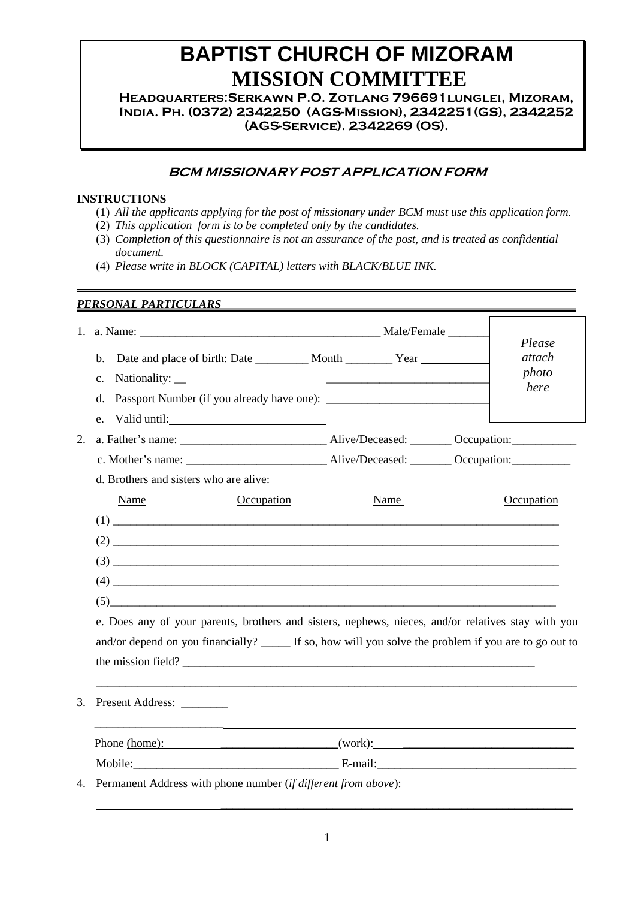# BAPTIST CHURCH OF MIZORAM
# MISSION COMMITTEE

**Headquarters:Serkawn P.O. Zotlang 796691Lunglei, Mizoram, India. Ph. (0372) 2342250 (AGS-Mission), 2342251(GS), 2342252 (AGS-Service). 2342269 (OS).**

## *BCM MISSIONARY POST APPLICATION FORM*

**INSTRUCTIONS**

(1) *All the applicants applying for the post of missionary under BCM must use this application form.*
(2) *This application form is to be completed only by the candidates.*
(3) *Completion of this questionnaire is not an assurance of the post, and is treated as confidential document.*
(4) *Please write in BLOCK (CAPITAL) letters with BLACK/BLUE INK.*

---

***PERSONAL PARTICULARS***

*Please attach photo here*

1. a. Name: ________________________________________ Male/Female ______

   b. Date and place of birth: Date _________ Month ________ Year ___________

   c. Nationality: ______________________________________________

   d. Passport Number (if you already have one): ____________________________

   e. Valid until: __________________________

2. a. Father's name: _________________________ Alive/Deceased: _______ Occupation: ___________

   c. Mother's name: ________________________ Alive/Deceased: _______ Occupation: __________

   d. Brothers and sisters who are alive:

| Name | Occupation | Name | Occupation |
|---|---|---|---|
| (1) | | | |
| (2) | | | |
| (3) | | | |
| (4) | | | |
| (5) | | | |

   e. Does any of your parents, brothers and sisters, nephews, nieces, and/or relatives stay with you and/or depend on you financially? _____ If so, how will you solve the problem if you are to go out to the mission field? _______________________________________________________________

   _______________________________________________________________________________

3. Present Address: _______________________________________________________________

   _______________________________________________________________________________

   Phone (home): ____________________ (work): ______________________________

   Mobile: __________________________________ E-mail: _________________________________

4. Permanent Address with phone number (*if different from above*): ____________________________

   _______________________________________________________________________________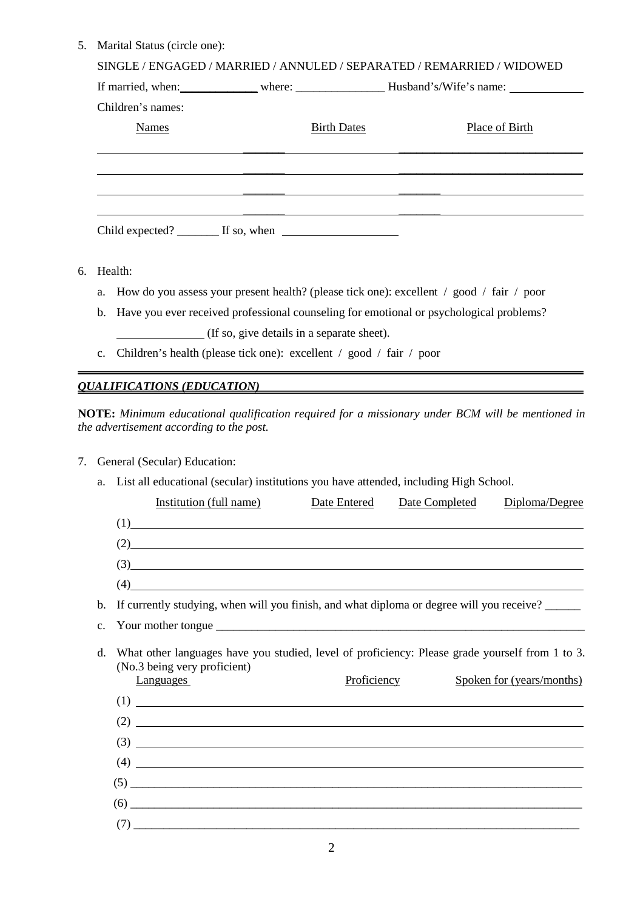5. Marial Status (circle one):

   SINGLE / ENGAGED / MARRIED / ANNULED / SEPARATED / REMARRIED / WIDOWED

   If married, when:_____________ where: _______________ Husband's/Wife's name: ____________

   Children's names:

| Names | Birth Dates | Place of Birth |
|---|---|---|
| | | |
| | | |
| | | |
| | | |

   Child expected? _______ If so, when ___________________

6. Health:

   a. How do you assess your present health? (please tick one): excellent / good / fair / poor

   b. Have you ever received professional counseling for emotional or psychological problems? ______________ (If so, give details in a separate sheet).

   c. Children's health (please tick one): excellent / good / fair / poor

## ***QUALIFICATIONS (EDUCATION)***

**NOTE:** *Minimum educational qualification required for a missionary under BCM will be mentioned in the advertisement according to the post.*

7. General (Secular) Education:

   a. List all educational (secular) institutions you have attended, including High School.

| | Institution (full name) | Date Entered | Date Completed | Diploma/Degree |
|---|---|---|---|---|
| (1) | | | | |
| (2) | | | | |
| (3) | | | | |
| (4) | | | | |

   b. If currently studying, when will you finish, and what diploma or degree will you receive? ______

   c. Your mother tongue ________________________________________________________________

   d. What other languages have you studied, level of proficiency: Please grade yourself from 1 to 3. (No.3 being very proficient)

| | Languages | Proficiency | Spoken for (years/months) |
|---|---|---|---|
| (1) | | | |
| (2) | | | |
| (3) | | | |
| (4) | | | |
| (5) | | | |
| (6) | | | |
| (7) | | | |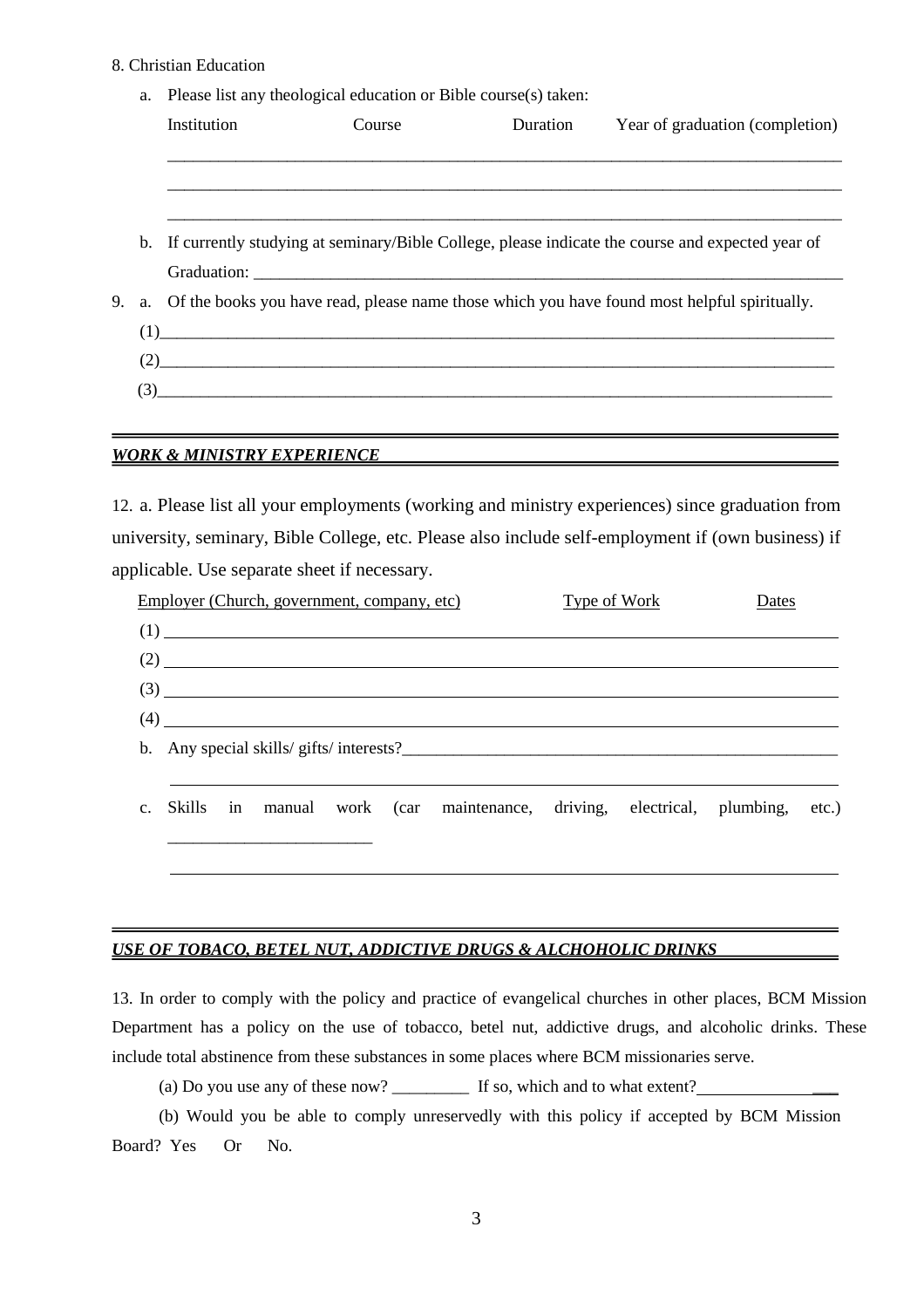8. Christian Education

a. Please list any theological education or Bible course(s) taken:

Institution Course Duration Year of graduation (completion)

_______________________________________________________________________________

_______________________________________________________________________________

_______________________________________________________________________________

b. If currently studying at seminary/Bible College, please indicate the course and expected year of Graduation: _______________________________________________________________________

9. a. Of the books you have read, please name those which you have found most helpful spiritually.

(1)_____________________________________________________________________________

(2)_____________________________________________________________________________

(3)_____________________________________________________________________________

***WORK & MINISTRY EXPERIENCE***

12. a. Please list all your employments (working and ministry experiences) since graduation from university, seminary, Bible College, etc. Please also include self-employment if (own business) if applicable. Use separate sheet if necessary.

Employer (Church, government, company, etc) Type of Work Dates

(1) _____________________________________________________________________________

(2) _____________________________________________________________________________

(3) _____________________________________________________________________________

(4) _____________________________________________________________________________

b. Any special skills/ gifts/ interests?_______________________________________________________

_____________________________________________________________________________

c. Skills in manual work (car maintenance, driving, electrical, plumbing, etc.) ________________________

_____________________________________________________________________________

***USE OF TOBACO, BETEL NUT, ADDICTIVE DRUGS & ALCHOHOLIC DRINKS***

13. In order to comply with the policy and practice of evangelical churches in other places, BCM Mission Department has a policy on the use of tobacco, betel nut, addictive drugs, and alcoholic drinks. These include total abstinence from these substances in some places where BCM missionaries serve.

(a) Do you use any of these now? _________ If so, which and to what extent?_________________

(b) Would you be able to comply unreservedly with this policy if accepted by BCM Mission Board? Yes Or No.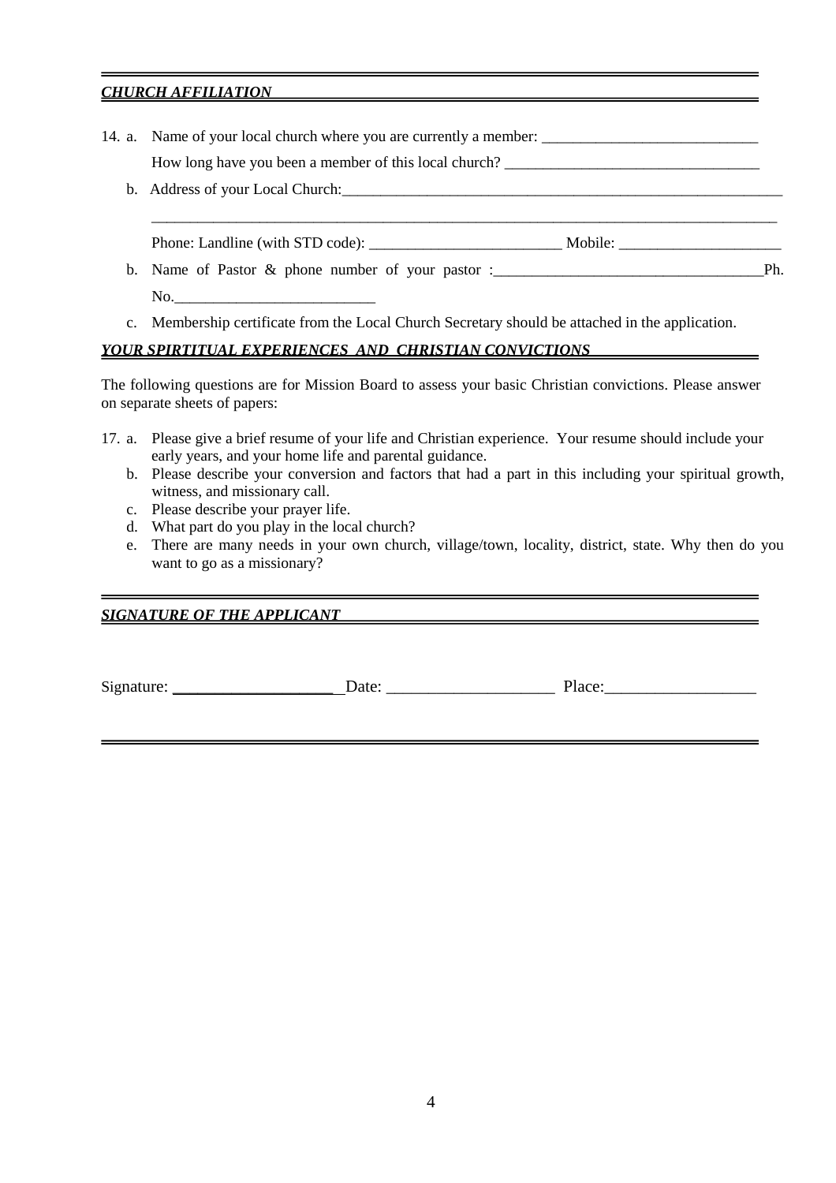***CHURCH AFFILIATION***

14. a. Name of your local church where you are currently a member: ____________________________

   How long have you been a member of this local church? __________________________________

   b. Address of your Local Church:_____________________________________________________________

   ___________________________________________________________________________________

   Phone: Landline (with STD code): _________________________ Mobile: _____________________

   b. Name of Pastor & phone number of your pastor :___________________________________Ph. No.__________________________

   c. Membership certificate from the Local Church Secretary should be attached in the application.

***YOUR SPIRTITUAL EXPERIENCES AND CHRISTIAN CONVICTIONS***

The following questions are for Mission Board to assess your basic Christian convictions. Please answer on separate sheets of papers:

17. a. Please give a brief resume of your life and Christian experience. Your resume should include your early years, and your home life and parental guidance.
   b. Please describe your conversion and factors that had a part in this including your spiritual growth, witness, and missionary call.
   c. Please describe your prayer life.
   d. What part do you play in the local church?
   e. There are many needs in your own church, village/town, locality, district, state. Why then do you want to go as a missionary?

***SIGNATURE OF THE APPLICANT***

Signature: ____________________ Date: ____________________ Place:__________________